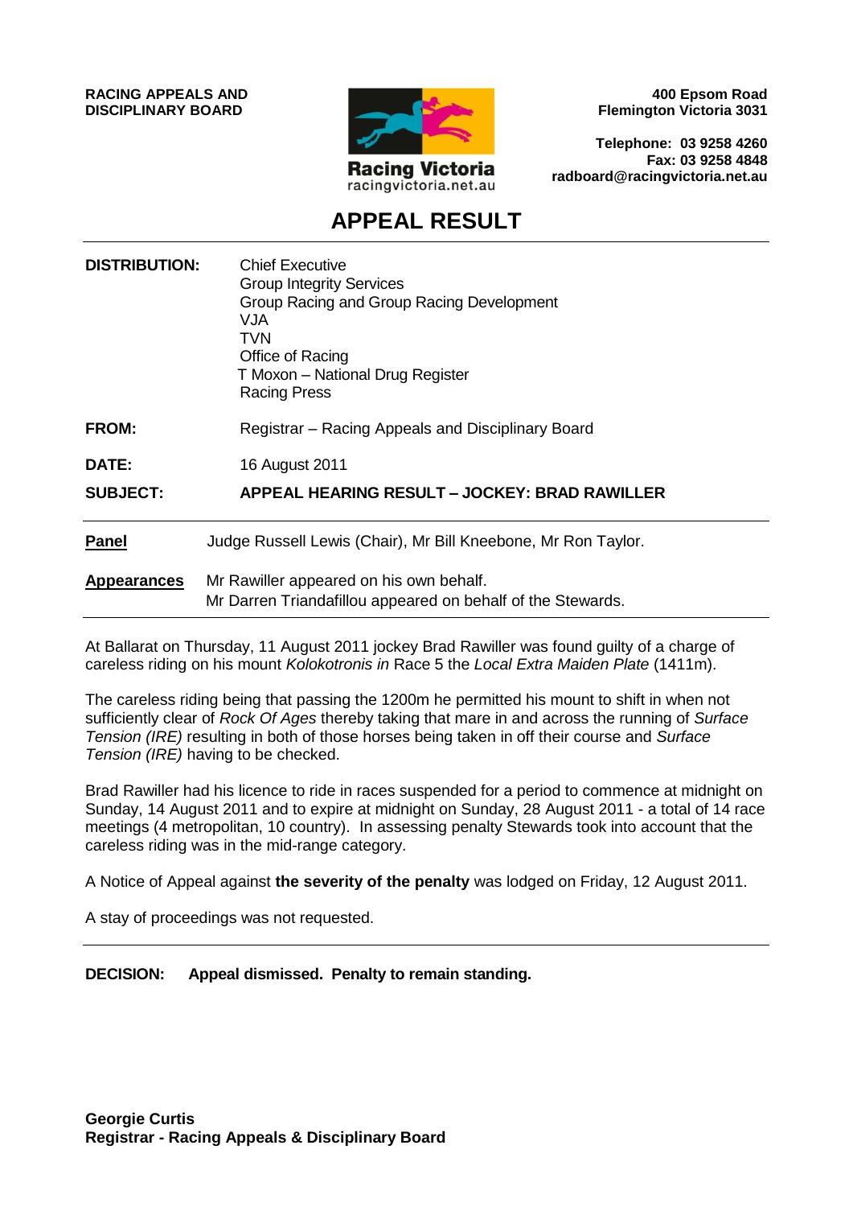**RACING APPEALS AND DISCIPLINARY BOARD**

Racing Victoria
racingvictoria.net.au

**400 Epsom Road**
**Flemington Victoria 3031**

**Telephone: 03 9258 4260**
**Fax: 03 9258 4848**
**radboard@racingvictoria.net.au**

# APPEAL RESULT

| | |
|---|---|
| **DISTRIBUTION:** | Chief Executive<br>Group Integrity Services<br>Group Racing and Group Racing Development<br>VJA<br>TVN<br>Office of Racing<br>T Moxon – National Drug Register<br>Racing Press |
| **FROM:** | Registrar – Racing Appeals and Disciplinary Board |
| **DATE:** | 16 August 2011 |
| **SUBJECT:** | **APPEAL HEARING RESULT – JOCKEY: BRAD RAWILLER** |

**Panel** Judge Russell Lewis (Chair), Mr Bill Kneebone, Mr Ron Taylor.

**Appearances** Mr Rawiller appeared on his own behalf.
Mr Darren Triandafillou appeared on behalf of the Stewards.

At Ballarat on Thursday, 11 August 2011 jockey Brad Rawiller was found guilty of a charge of careless riding on his mount *Kolokotronis in* Race 5 the *Local Extra Maiden Plate* (1411m).

The careless riding being that passing the 1200m he permitted his mount to shift in when not sufficiently clear of *Rock Of Ages* thereby taking that mare in and across the running of *Surface Tension (IRE)* resulting in both of those horses being taken in off their course and *Surface Tension (IRE)* having to be checked.

Brad Rawiller had his licence to ride in races suspended for a period to commence at midnight on Sunday, 14 August 2011 and to expire at midnight on Sunday, 28 August 2011 - a total of 14 race meetings (4 metropolitan, 10 country). In assessing penalty Stewards took into account that the careless riding was in the mid-range category.

A Notice of Appeal against **the severity of the penalty** was lodged on Friday, 12 August 2011.

A stay of proceedings was not requested.

**DECISION: Appeal dismissed. Penalty to remain standing.**

**Georgie Curtis**
**Registrar - Racing Appeals & Disciplinary Board**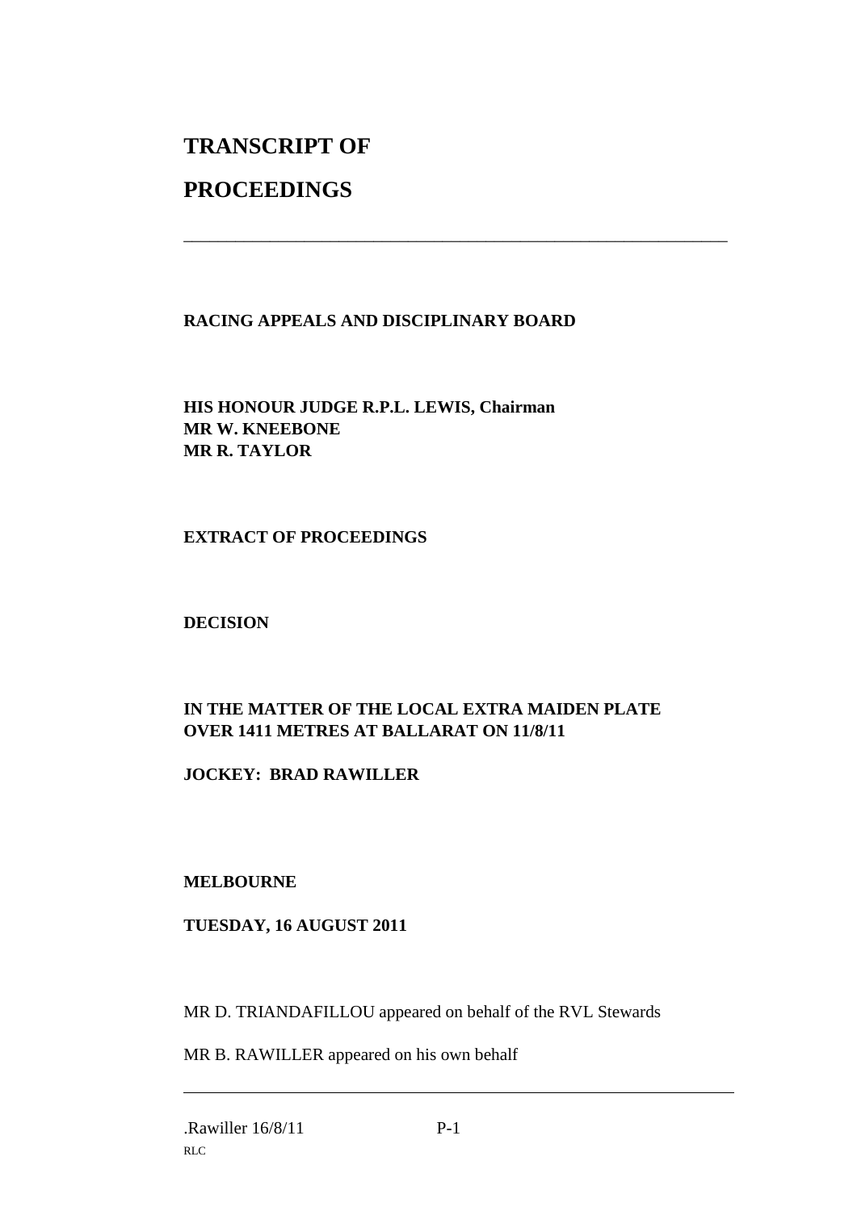# TRANSCRIPT OF

# PROCEEDINGS

---

**RACING APPEALS AND DISCIPLINARY BOARD**

**HIS HONOUR JUDGE R.P.L. LEWIS, Chairman**
**MR W. KNEEBONE**
**MR R. TAYLOR**

**EXTRACT OF PROCEEDINGS**

**DECISION**

**IN THE MATTER OF THE LOCAL EXTRA MAIDEN PLATE OVER 1411 METRES AT BALLARAT ON 11/8/11**

**JOCKEY: BRAD RAWILLER**

**MELBOURNE**

**TUESDAY, 16 AUGUST 2011**

MR D. TRIANDAFILLOU appeared on behalf of the RVL Stewards

MR B. RAWILLER appeared on his own behalf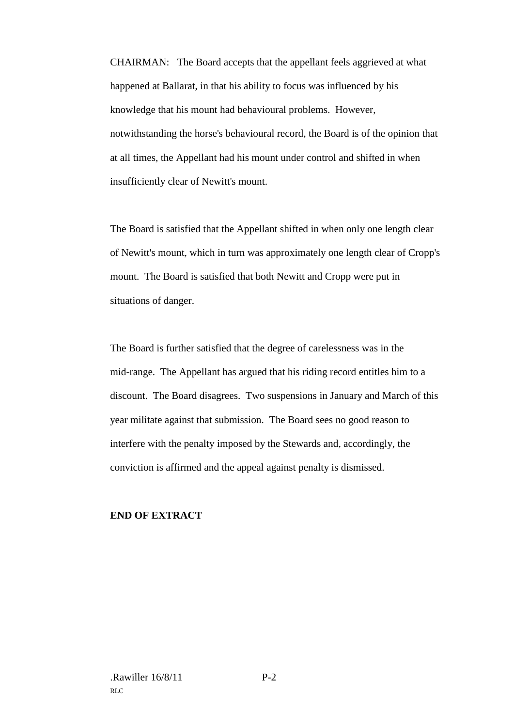CHAIRMAN: The Board accepts that the appellant feels aggrieved at what happened at Ballarat, in that his ability to focus was influenced by his knowledge that his mount had behavioural problems. However, notwithstanding the horse's behavioural record, the Board is of the opinion that at all times, the Appellant had his mount under control and shifted in when insufficiently clear of Newitt's mount.

The Board is satisfied that the Appellant shifted in when only one length clear of Newitt's mount, which in turn was approximately one length clear of Cropp's mount. The Board is satisfied that both Newitt and Cropp were put in situations of danger.

The Board is further satisfied that the degree of carelessness was in the mid-range. The Appellant has argued that his riding record entitles him to a discount. The Board disagrees. Two suspensions in January and March of this year militate against that submission. The Board sees no good reason to interfere with the penalty imposed by the Stewards and, accordingly, the conviction is affirmed and the appeal against penalty is dismissed.

**END OF EXTRACT**